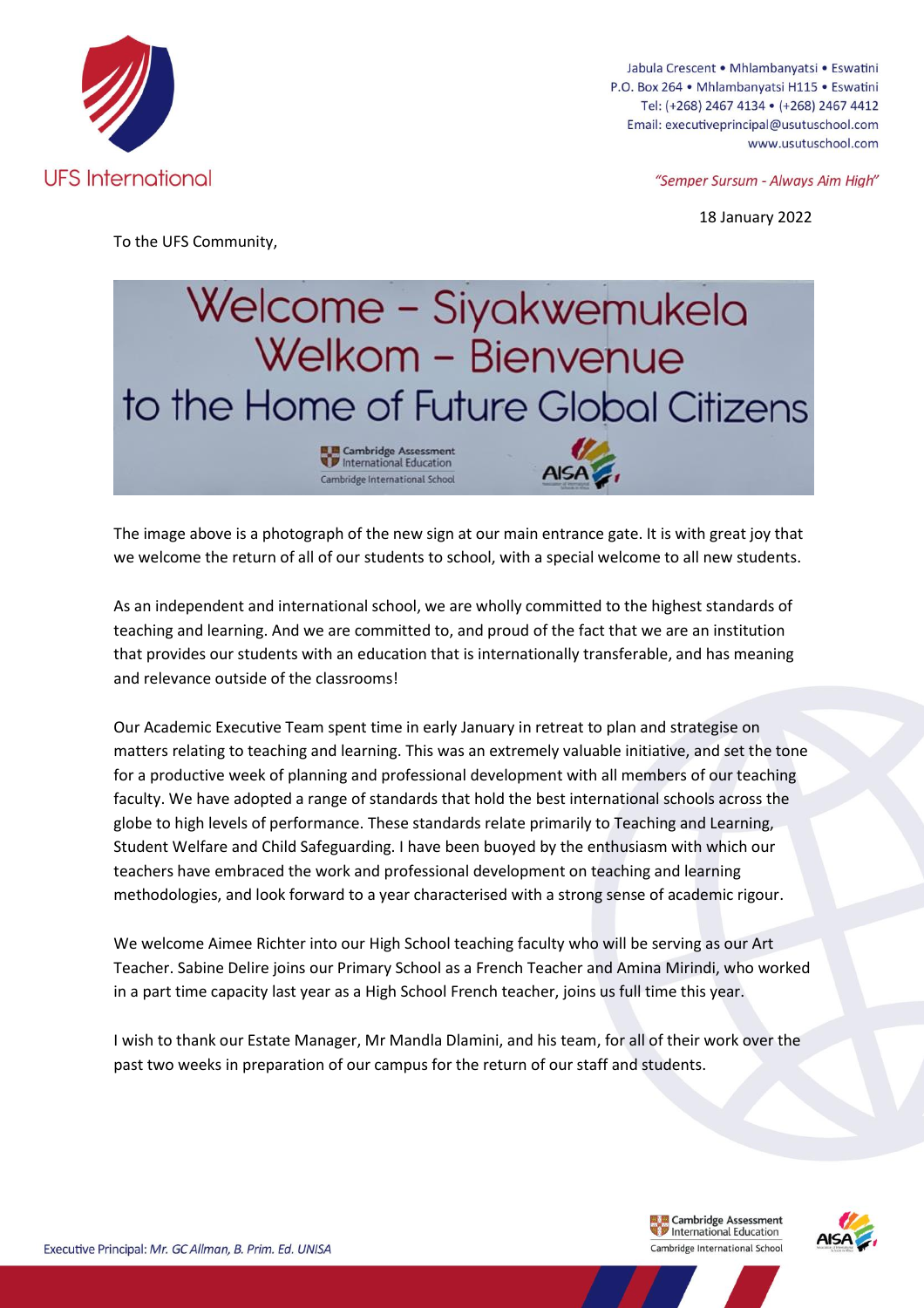UFS International

Jabula Crescent • Mhlambanyatsi • Eswatini
P.O. Box 264 • Mhlambanyatsi H115 • Eswatini
Tel: (+268) 2467 4134 • (+268) 2467 4412
Email: executiveprincipal@usutuschool.com
www.usutuschool.com

*"Semper Sursum - Always Aim High"*

18 January 2022

To the UFS Community,

Welcome – Siyakwemukela
Welkom – Bienvenue
to the Home of Future Global Citizens

The image above is a photograph of the new sign at our main entrance gate. It is with great joy that we welcome the return of all of our students to school, with a special welcome to all new students.

As an independent and international school, we are wholly committed to the highest standards of teaching and learning. And we are committed to, and proud of the fact that we are an institution that provides our students with an education that is internationally transferable, and has meaning and relevance outside of the classrooms!

Our Academic Executive Team spent time in early January in retreat to plan and strategise on matters relating to teaching and learning. This was an extremely valuable initiative, and set the tone for a productive week of planning and professional development with all members of our teaching faculty. We have adopted a range of standards that hold the best international schools across the globe to high levels of performance. These standards relate primarily to Teaching and Learning, Student Welfare and Child Safeguarding. I have been buoyed by the enthusiasm with which our teachers have embraced the work and professional development on teaching and learning methodologies, and look forward to a year characterised with a strong sense of academic rigour.

We welcome Aimee Richter into our High School teaching faculty who will be serving as our Art Teacher. Sabine Delire joins our Primary School as a French Teacher and Amina Mirindi, who worked in a part time capacity last year as a High School French teacher, joins us full time this year.

I wish to thank our Estate Manager, Mr Mandla Dlamini, and his team, for all of their work over the past two weeks in preparation of our campus for the return of our staff and students.

Executive Principal: *Mr. GC Allman, B. Prim. Ed. UNISA*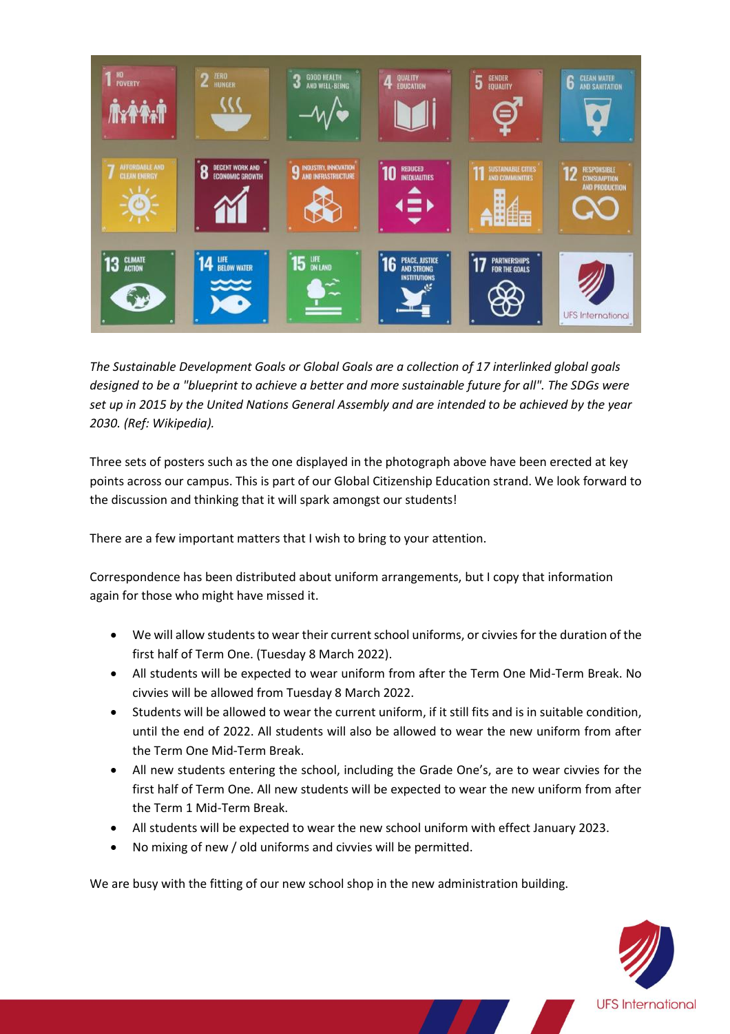*The Sustainable Development Goals or Global Goals are a collection of 17 interlinked global goals designed to be a "blueprint to achieve a better and more sustainable future for all". The SDGs were set up in 2015 by the United Nations General Assembly and are intended to be achieved by the year 2030. (Ref: Wikipedia).*

Three sets of posters such as the one displayed in the photograph above have been erected at key points across our campus. This is part of our Global Citizenship Education strand. We look forward to the discussion and thinking that it will spark amongst our students!

There are a few important matters that I wish to bring to your attention.

Correspondence has been distributed about uniform arrangements, but I copy that information again for those who might have missed it.

- We will allow students to wear their current school uniforms, or civvies for the duration of the first half of Term One. (Tuesday 8 March 2022).
- All students will be expected to wear uniform from after the Term One Mid-Term Break. No civvies will be allowed from Tuesday 8 March 2022.
- Students will be allowed to wear the current uniform, if it still fits and is in suitable condition, until the end of 2022. All students will also be allowed to wear the new uniform from after the Term One Mid-Term Break.
- All new students entering the school, including the Grade One's, are to wear civvies for the first half of Term One. All new students will be expected to wear the new uniform from after the Term 1 Mid-Term Break.
- All students will be expected to wear the new school uniform with effect January 2023.
- No mixing of new / old uniforms and civvies will be permitted.

We are busy with the fitting of our new school shop in the new administration building.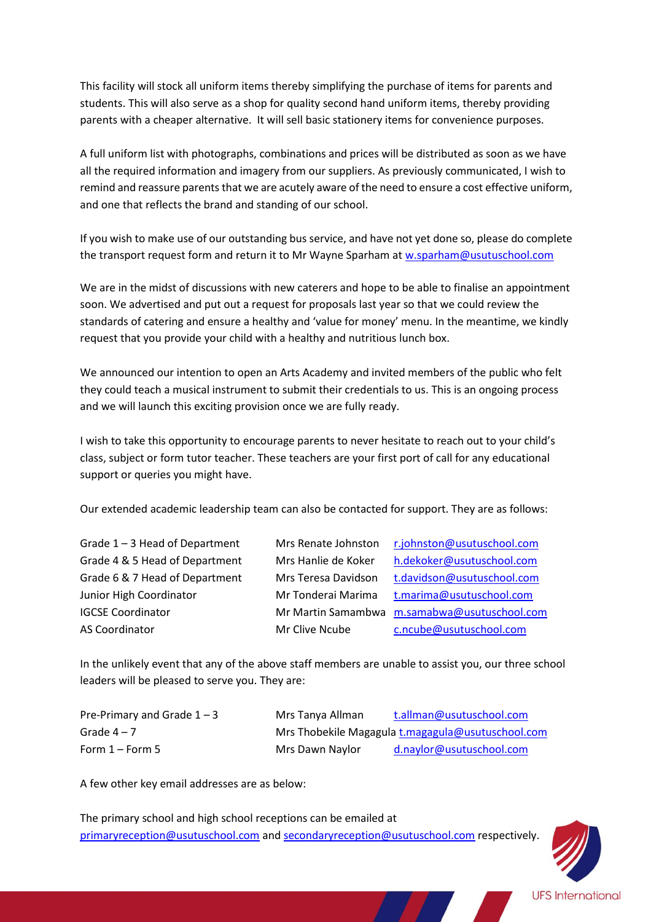This facility will stock all uniform items thereby simplifying the purchase of items for parents and students. This will also serve as a shop for quality second hand uniform items, thereby providing parents with a cheaper alternative. It will sell basic stationery items for convenience purposes.

A full uniform list with photographs, combinations and prices will be distributed as soon as we have all the required information and imagery from our suppliers. As previously communicated, I wish to remind and reassure parents that we are acutely aware of the need to ensure a cost effective uniform, and one that reflects the brand and standing of our school.

If you wish to make use of our outstanding bus service, and have not yet done so, please do complete the transport request form and return it to Mr Wayne Sparham at w.sparham@usutuschool.com

We are in the midst of discussions with new caterers and hope to be able to finalise an appointment soon. We advertised and put out a request for proposals last year so that we could review the standards of catering and ensure a healthy and 'value for money' menu. In the meantime, we kindly request that you provide your child with a healthy and nutritious lunch box.

We announced our intention to open an Arts Academy and invited members of the public who felt they could teach a musical instrument to submit their credentials to us. This is an ongoing process and we will launch this exciting provision once we are fully ready.

I wish to take this opportunity to encourage parents to never hesitate to reach out to your child's class, subject or form tutor teacher. These teachers are your first port of call for any educational support or queries you might have.

Our extended academic leadership team can also be contacted for support. They are as follows:

| | | |
|---|---|---|
| Grade 1 – 3 Head of Department | Mrs Renate Johnston | r.johnston@usutuschool.com |
| Grade 4 & 5 Head of Department | Mrs Hanlie de Koker | h.dekoker@usutuschool.com |
| Grade 6 & 7 Head of Department | Mrs Teresa Davidson | t.davidson@usutuschool.com |
| Junior High Coordinator | Mr Tonderai Marima | t.marima@usutuschool.com |
| IGCSE Coordinator | Mr Martin Samambwa | m.samabwa@usutuschool.com |
| AS Coordinator | Mr Clive Ncube | c.ncube@usutuschool.com |

In the unlikely event that any of the above staff members are unable to assist you, our three school leaders will be pleased to serve you. They are:

| | | |
|---|---|---|
| Pre-Primary and Grade 1 – 3 | Mrs Tanya Allman | t.allman@usutuschool.com |
| Grade 4 – 7 | Mrs Thobekile Magagula | t.magagula@usutuschool.com |
| Form 1 – Form 5 | Mrs Dawn Naylor | d.naylor@usutuschool.com |

A few other key email addresses are as below:

The primary school and high school receptions can be emailed at primaryreception@usutuschool.com and secondaryreception@usutuschool.com respectively.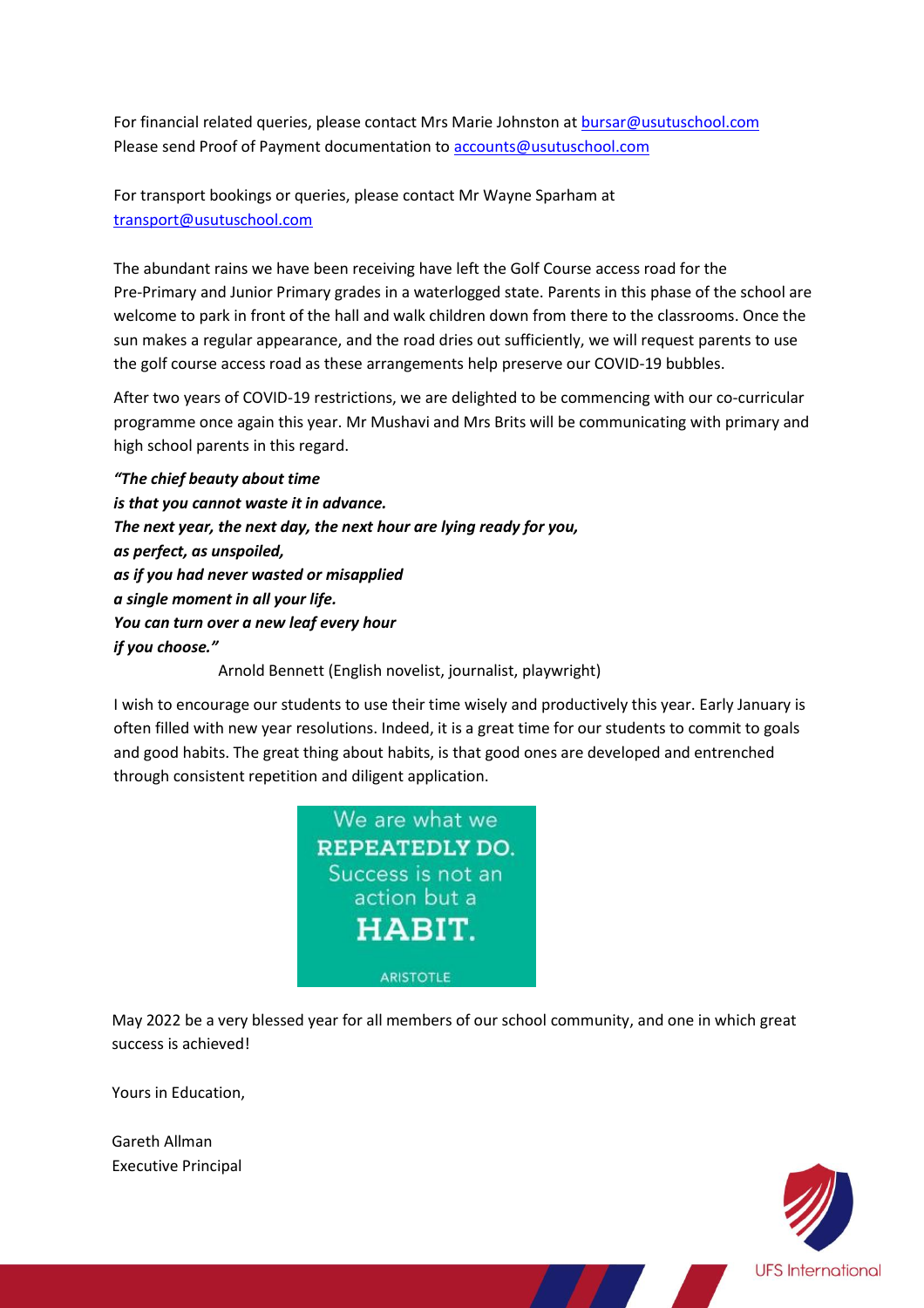For financial related queries, please contact Mrs Marie Johnston at bursar@usutuschool.com
Please send Proof of Payment documentation to accounts@usutuschool.com

For transport bookings or queries, please contact Mr Wayne Sparham at transport@usutuschool.com

The abundant rains we have been receiving have left the Golf Course access road for the Pre-Primary and Junior Primary grades in a waterlogged state. Parents in this phase of the school are welcome to park in front of the hall and walk children down from there to the classrooms. Once the sun makes a regular appearance, and the road dries out sufficiently, we will request parents to use the golf course access road as these arrangements help preserve our COVID-19 bubbles.

After two years of COVID-19 restrictions, we are delighted to be commencing with our co-curricular programme once again this year. Mr Mushavi and Mrs Brits will be communicating with primary and high school parents in this regard.

***"The chief beauty about time***
***is that you cannot waste it in advance.***
***The next year, the next day, the next hour are lying ready for you,***
***as perfect, as unspoiled,***
***as if you had never wasted or misapplied***
***a single moment in all your life.***
***You can turn over a new leaf every hour***
***if you choose."***

Arnold Bennett (English novelist, journalist, playwright)

I wish to encourage our students to use their time wisely and productively this year. Early January is often filled with new year resolutions. Indeed, it is a great time for our students to commit to goals and good habits. The great thing about habits, is that good ones are developed and entrenched through consistent repetition and diligent application.

We are what we **REPEATEDLY DO.** Success is not an action but a **HABIT.**

ARISTOTLE

May 2022 be a very blessed year for all members of our school community, and one in which great success is achieved!

Yours in Education,

Gareth Allman
Executive Principal